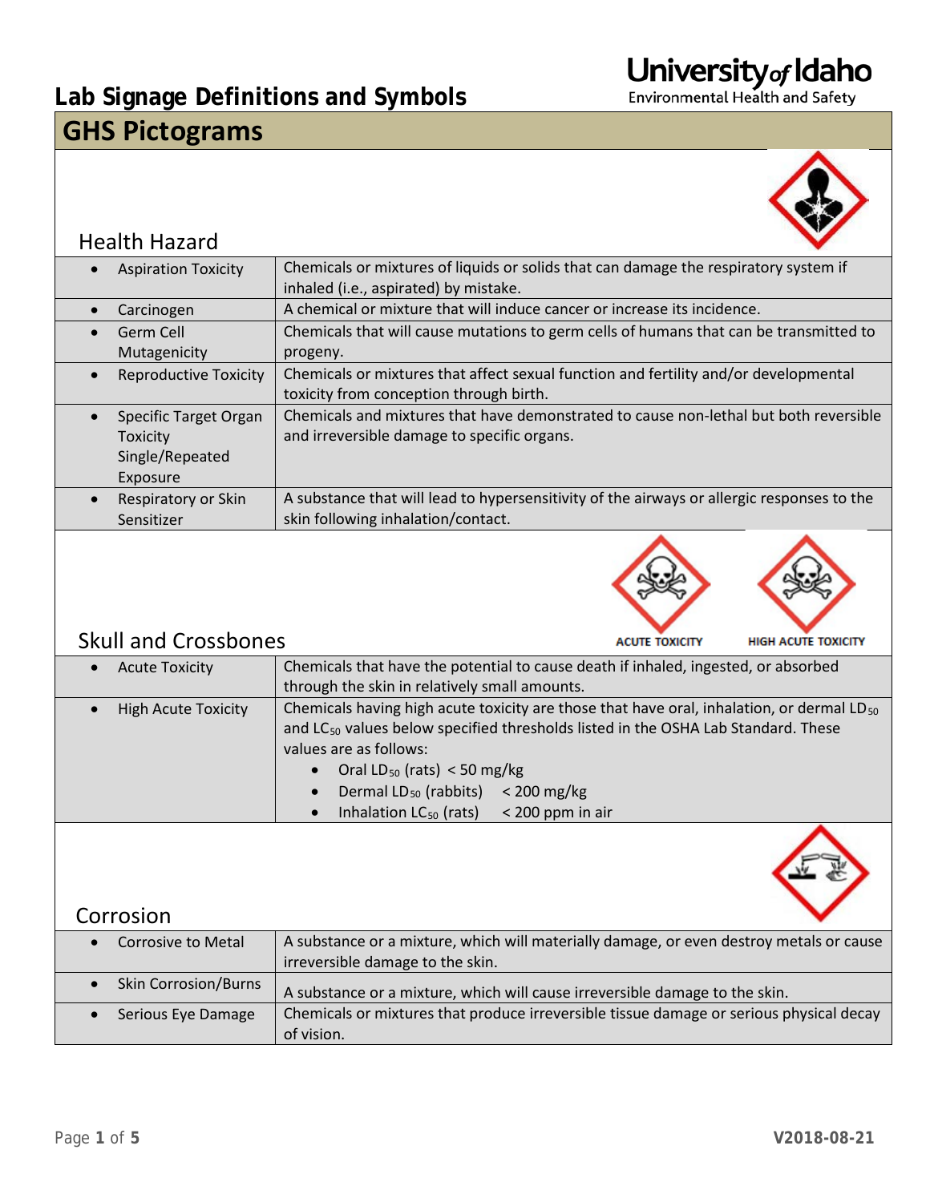# Lab Signage Definitions and Symbols

University of Idaho
Environmental Health and Safety

## GHS Pictograms

### Health Hazard

| | |
|---|---|
| • Aspiration Toxicity | Chemicals or mixtures of liquids or solids that can damage the respiratory system if inhaled (i.e., aspirated) by mistake. |
| • Carcinogen | A chemical or mixture that will induce cancer or increase its incidence. |
| • Germ Cell Mutagenicity | Chemicals that will cause mutations to germ cells of humans that can be transmitted to progeny. |
| • Reproductive Toxicity | Chemicals or mixtures that affect sexual function and fertility and/or developmental toxicity from conception through birth. |
| • Specific Target Organ Toxicity Single/Repeated Exposure | Chemicals and mixtures that have demonstrated to cause non-lethal but both reversible and irreversible damage to specific organs. |
| • Respiratory or Skin Sensitizer | A substance that will lead to hypersensitivity of the airways or allergic responses to the skin following inhalation/contact. |

### Skull and Crossbones

ACUTE TOXICITY HIGH ACUTE TOXICITY

| | |
|---|---|
| • Acute Toxicity | Chemicals that have the potential to cause death if inhaled, ingested, or absorbed through the skin in relatively small amounts. |
| • High Acute Toxicity | Chemicals having high acute toxicity are those that have oral, inhalation, or dermal $LD_{50}$ and $LC_{50}$ values below specified thresholds listed in the OSHA Lab Standard. These values are as follows: <br>• Oral $LD_{50}$ (rats) < 50 mg/kg <br>• Dermal $LD_{50}$ (rabbits) < 200 mg/kg <br>• Inhalation $LC_{50}$ (rats) < 200 ppm in air |

### Corrosion

| | |
|---|---|
| • Corrosive to Metal | A substance or a mixture, which will materially damage, or even destroy metals or cause irreversible damage to the skin. |
| • Skin Corrosion/Burns | A substance or a mixture, which will cause irreversible damage to the skin. |
| • Serious Eye Damage | Chemicals or mixtures that produce irreversible tissue damage or serious physical decay of vision. |

V2018-08-21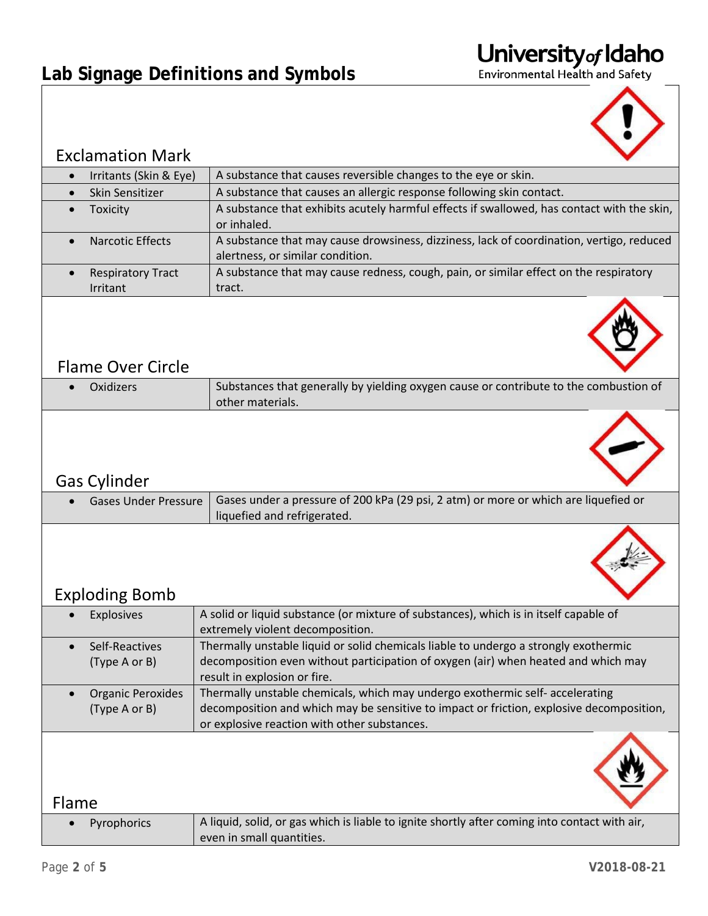# Lab Signage Definitions and Symbols

## Exclamation Mark

| Hazard | Definition |
| --- | --- |
| • Irritants (Skin & Eye) | A substance that causes reversible changes to the eye or skin. |
| • Skin Sensitizer | A substance that causes an allergic response following skin contact. |
| • Toxicity | A substance that exhibits acutely harmful effects if swallowed, has contact with the skin, or inhaled. |
| • Narcotic Effects | A substance that may cause drowsiness, dizziness, lack of coordination, vertigo, reduced alertness, or similar condition. |
| • Respiratory Tract Irritant | A substance that may cause redness, cough, pain, or similar effect on the respiratory tract. |

## Flame Over Circle

| Hazard | Definition |
| --- | --- |
| • Oxidizers | Substances that generally by yielding oxygen cause or contribute to the combustion of other materials. |

## Gas Cylinder

| Hazard | Definition |
| --- | --- |
| • Gases Under Pressure | Gases under a pressure of 200 kPa (29 psi, 2 atm) or more or which are liquefied or liquefied and refrigerated. |

## Exploding Bomb

| Hazard | Definition |
| --- | --- |
| • Explosives | A solid or liquid substance (or mixture of substances), which is in itself capable of extremely violent decomposition. |
| • Self-Reactives (Type A or B) | Thermally unstable liquid or solid chemicals liable to undergo a strongly exothermic decomposition even without participation of oxygen (air) when heated and which may result in explosion or fire. |
| • Organic Peroxides (Type A or B) | Thermally unstable chemicals, which may undergo exothermic self- accelerating decomposition and which may be sensitive to impact or friction, explosive decomposition, or explosive reaction with other substances. |

## Flame

| Hazard | Definition |
| --- | --- |
| • Pyrophorics | A liquid, solid, or gas which is liable to ignite shortly after coming into contact with air, even in small quantities. |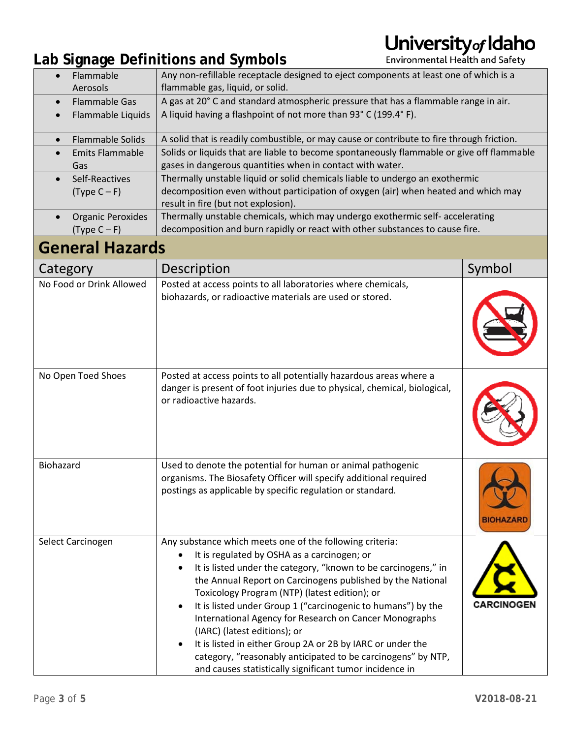# Lab Signage Definitions and Symbols

| | |
|---|---|
| • Flammable Aerosols | Any non-refillable receptacle designed to eject components at least one of which is a flammable gas, liquid, or solid. |
| • Flammable Gas | A gas at 20° C and standard atmospheric pressure that has a flammable range in air. |
| • Flammable Liquids | A liquid having a flashpoint of not more than 93° C (199.4° F). |
| • Flammable Solids | A solid that is readily combustible, or may cause or contribute to fire through friction. |
| • Emits Flammable Gas | Solids or liquids that are liable to become spontaneously flammable or give off flammable gases in dangerous quantities when in contact with water. |
| • Self-Reactives (Type C – F) | Thermally unstable liquid or solid chemicals liable to undergo an exothermic decomposition even without participation of oxygen (air) when heated and which may result in fire (but not explosion). |
| • Organic Peroxides (Type C – F) | Thermally unstable chemicals, which may undergo exothermic self- accelerating decomposition and burn rapidly or react with other substances to cause fire. |

## General Hazards

| Category | Description | Symbol |
|---|---|---|
| No Food or Drink Allowed | Posted at access points to all laboratories where chemicals, biohazards, or radioactive materials are used or stored. | |
| No Open Toed Shoes | Posted at access points to all potentially hazardous areas where a danger is present of foot injuries due to physical, chemical, biological, or radioactive hazards. | |
| Biohazard | Used to denote the potential for human or animal pathogenic organisms. The Biosafety Officer will specify additional required postings as applicable by specific regulation or standard. | BIOHAZARD |
| Select Carcinogen | Any substance which meets one of the following criteria:<br>• It is regulated by OSHA as a carcinogen; or<br>• It is listed under the category, "known to be carcinogens," in the Annual Report on Carcinogens published by the National Toxicology Program (NTP) (latest edition); or<br>• It is listed under Group 1 ("carcinogenic to humans") by the International Agency for Research on Cancer Monographs (IARC) (latest editions); or<br>• It is listed in either Group 2A or 2B by IARC or under the category, "reasonably anticipated to be carcinogens" by NTP, and causes statistically significant tumor incidence in | CARCINOGEN |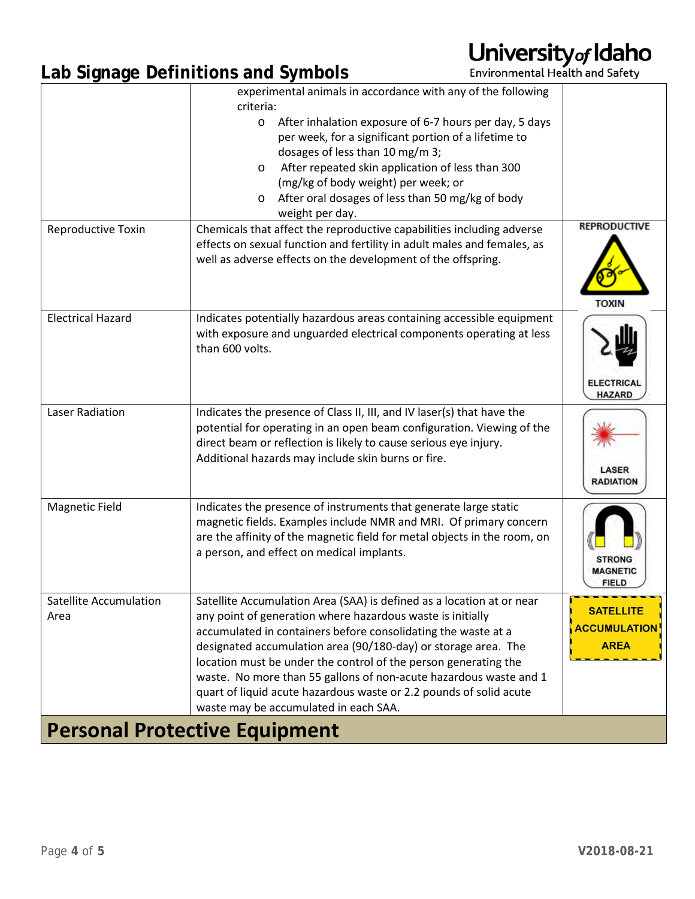# Lab Signage Definitions and Symbols

| | | |
|---|---|---|
| | experimental animals in accordance with any of the following criteria: <br> o After inhalation exposure of 6-7 hours per day, 5 days per week, for a significant portion of a lifetime to dosages of less than 10 mg/m 3; <br> o After repeated skin application of less than 300 (mg/kg of body weight) per week; or <br> o After oral dosages of less than 50 mg/kg of body weight per day. | |
| Reproductive Toxin | Chemicals that affect the reproductive capabilities including adverse effects on sexual function and fertility in adult males and females, as well as adverse effects on the development of the offspring. | REPRODUCTIVE TOXIN |
| Electrical Hazard | Indicates potentially hazardous areas containing accessible equipment with exposure and unguarded electrical components operating at less than 600 volts. | ELECTRICAL HAZARD |
| Laser Radiation | Indicates the presence of Class II, III, and IV laser(s) that have the potential for operating in an open beam configuration. Viewing of the direct beam or reflection is likely to cause serious eye injury. Additional hazards may include skin burns or fire. | LASER RADIATION |
| Magnetic Field | Indicates the presence of instruments that generate large static magnetic fields. Examples include NMR and MRI. Of primary concern are the affinity of the magnetic field for metal objects in the room, on a person, and effect on medical implants. | STRONG MAGNETIC FIELD |
| Satellite Accumulation Area | Satellite Accumulation Area (SAA) is defined as a location at or near any point of generation where hazardous waste is initially accumulated in containers before consolidating the waste at a designated accumulation area (90/180-day) or storage area. The location must be under the control of the person generating the waste. No more than 55 gallons of non-acute hazardous waste and 1 quart of liquid acute hazardous waste or 2.2 pounds of solid acute waste may be accumulated in each SAA. | SATELLITE ACCUMULATION AREA |

## Personal Protective Equipment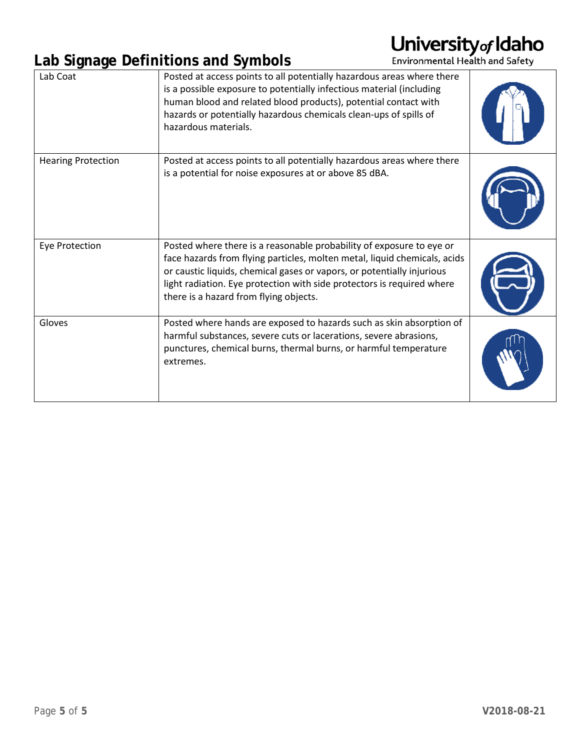# Lab Signage Definitions and Symbols

| | | |
|---|---|---|
| Lab Coat | Posted at access points to all potentially hazardous areas where there is a possible exposure to potentially infectious material (including human blood and related blood products), potential contact with hazards or potentially hazardous chemicals clean-ups of spills of hazardous materials. | |
| Hearing Protection | Posted at access points to all potentially hazardous areas where there is a potential for noise exposures at or above 85 dBA. | |
| Eye Protection | Posted where there is a reasonable probability of exposure to eye or face hazards from flying particles, molten metal, liquid chemicals, acids or caustic liquids, chemical gases or vapors, or potentially injurious light radiation. Eye protection with side protectors is required where there is a hazard from flying objects. | |
| Gloves | Posted where hands are exposed to hazards such as skin absorption of harmful substances, severe cuts or lacerations, severe abrasions, punctures, chemical burns, thermal burns, or harmful temperature extremes. | |